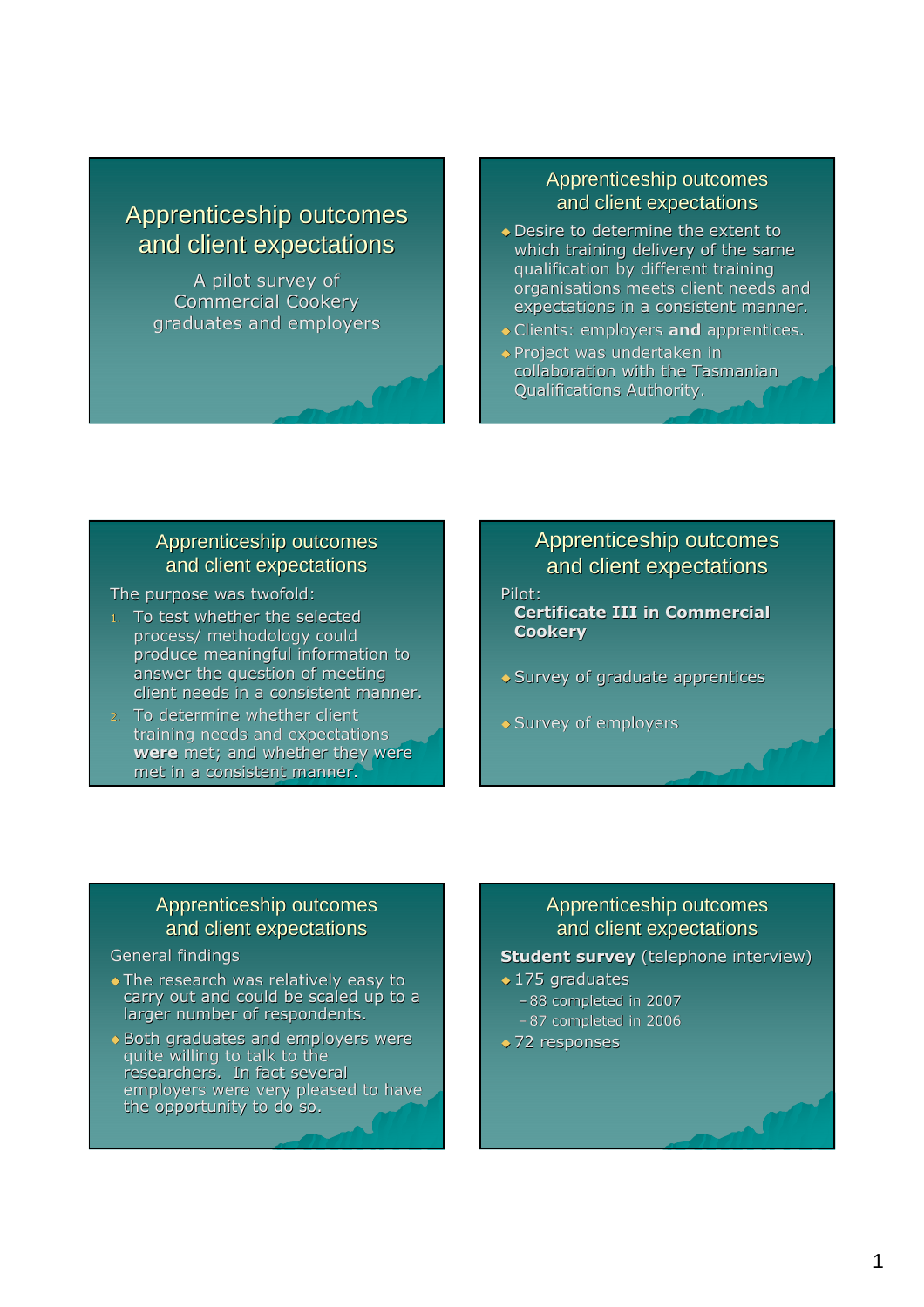# Apprenticeship outcomes and client expectations

A pilot survey of Commercial Cookery graduates and employers

## Apprenticeship outcomes and client expectations

- Desire to determine the extent to which training delivery of the same qualification by different training organisations meets client needs and expectations in a consistent manner.
- Clients: employers **and** apprentices.
- Project was undertaken in collaboration with the Tasmanian Qualifications Authority.

## Apprenticeship outcomes and client expectations

The purpose was twofold:

1. To test whether the selected process/ methodology could produce meaningful information to answer the question of meeting client needs in a consistent manner.
2. To determine whether client training needs and expectations **were** met; and whether they were met in a consistent manner.

## Apprenticeship outcomes and client expectations

Pilot:
**Certificate III in Commercial Cookery**

- Survey of graduate apprentices
- Survey of employers

## Apprenticeship outcomes and client expectations

General findings

- The research was relatively easy to carry out and could be scaled up to a larger number of respondents.
- Both graduates and employers were quite willing to talk to the researchers. In fact several employers were very pleased to have the opportunity to do so.

## Apprenticeship outcomes and client expectations

**Student survey** (telephone interview)

- 175 graduates
  - 88 completed in 2007
  - 87 completed in 2006
- 72 responses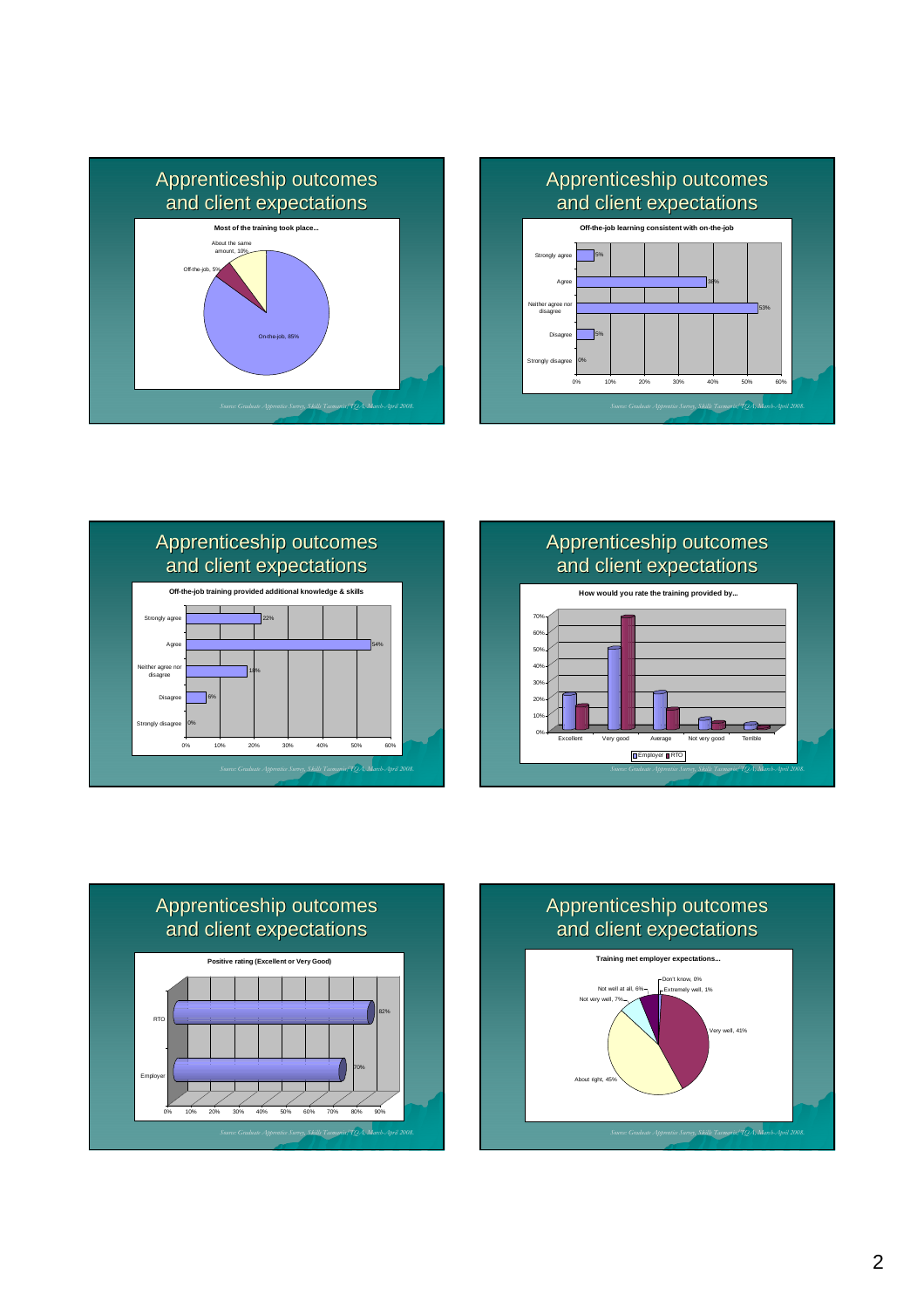## Apprenticeship outcomes and client expectations

**Most of the training took place...**

- About the same amount, 10%
- Off-the-job, 5%
- On-the-job, 85%

*Source: Graduate Apprentice Survey, Skills Tasmania/TQA, March-April 2008.*

## Apprenticeship outcomes and client expectations

**Off-the-job learning consistent with on-the-job**

| Response | % |
|---|---|
| Strongly agree | 5% |
| Agree | 38% |
| Neither agree nor disagree | 53% |
| Disagree | 5% |
| Strongly disagree | 0% |

*Source: Graduate Apprentice Survey, Skills Tasmania/TQA, March-April 2008.*

## Apprenticeship outcomes and client expectations

**Off-the-job training provided additional knowledge & skills**

| Response | % |
|---|---|
| Strongly agree | 22% |
| Agree | 54% |
| Neither agree nor disagree | 18% |
| Disagree | 6% |
| Strongly disagree | 0% |

*Source: Graduate Apprentice Survey, Skills Tasmania/TQA, March-April 2008.*

## Apprenticeship outcomes and client expectations

**How would you rate the training provided by...**

Categories: Excellent, Very good, Average, Not very good, Terrible

Legend: Employer, RTO

*Source: Graduate Apprentice Survey, Skills Tasmania/TQA, March-April 2008.*

## Apprenticeship outcomes and client expectations

**Positive rating (Excellent or Very Good)**

| Provider | % |
|---|---|
| RTO | 82% |
| Employer | 70% |

*Source: Graduate Apprentice Survey, Skills Tasmania/TQA, March-April 2008.*

## Apprenticeship outcomes and client expectations

**Training met employer expectations...**

- Don't know, 0%
- Extremely well, 1%
- Very well, 41%
- About right, 45%
- Not very well, 7%
- Not well at all, 6%

*Source: Graduate Apprentice Survey, Skills Tasmania/TQA, March-April 2008.*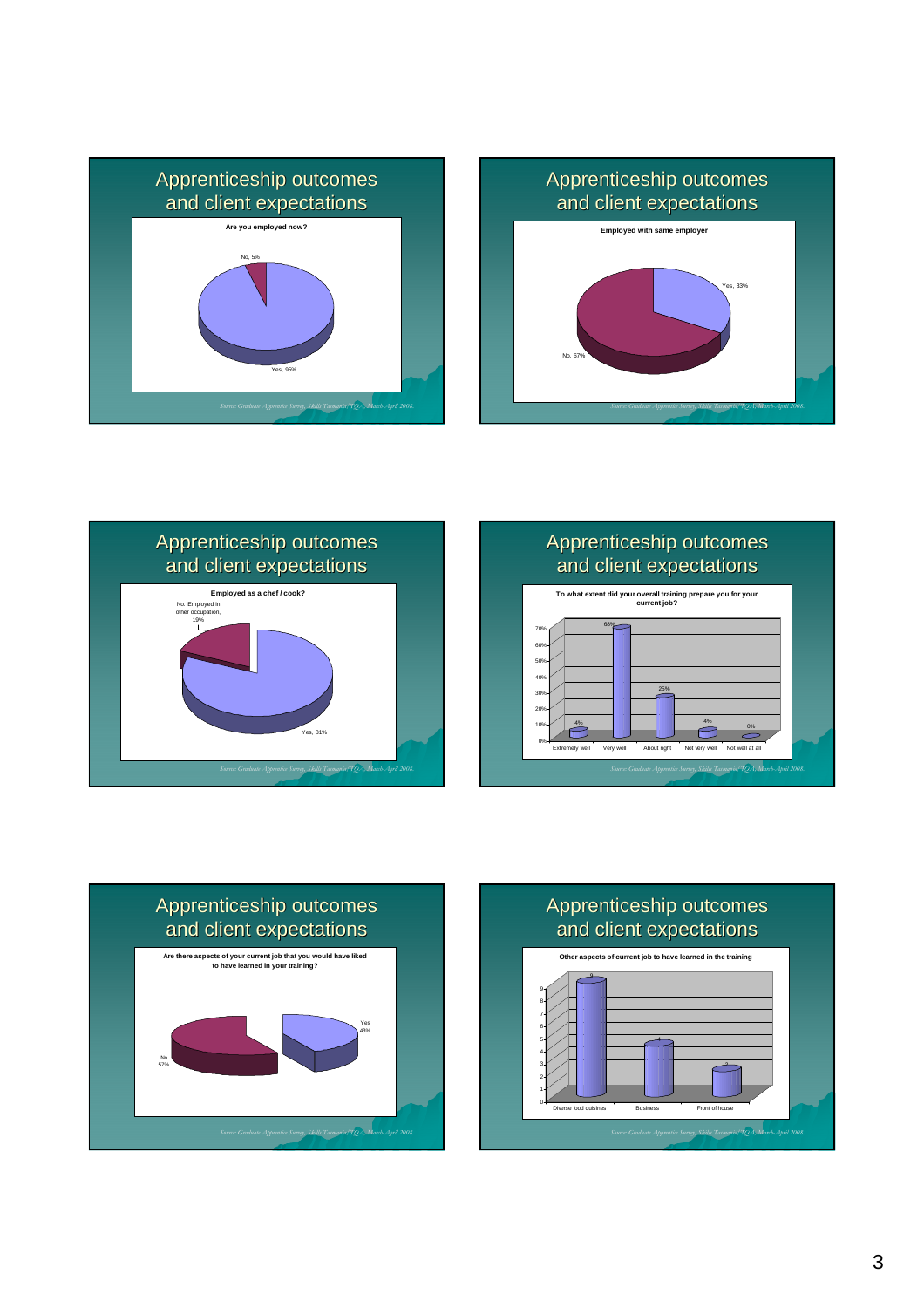## Apprenticeship outcomes and client expectations

**Are you employed now?**

No, 5%

Yes, 95%

*Source: Graduate Apprentice Survey, Skills Tasmania/ TQA March-April 2008.*

## Apprenticeship outcomes and client expectations

**Employed with same employer**

Yes, 33%

No, 67%

*Source: Graduate Apprentice Survey, Skills Tasmania/ TQA March-April 2008.*

## Apprenticeship outcomes and client expectations

**Employed as a chef / cook?**

No. Employed in other occupation, 19%

Yes, 81%

*Source: Graduate Apprentice Survey, Skills Tasmania/ TQA March-April 2008.*

## Apprenticeship outcomes and client expectations

**To what extent did your overall training prepare you for your current job?**

| Response | % |
|---|---|
| Extremely well | 4% |
| Very well | 68% |
| About right | 25% |
| Not very well | 4% |
| Not well at all | 0% |

*Source: Graduate Apprentice Survey, Skills Tasmania/ TQA March-April 2008.*

## Apprenticeship outcomes and client expectations

**Are there aspects of your current job that you would have liked to have learned in your training?**

Yes 43%

No 57%

*Source: Graduate Apprentice Survey, Skills Tasmania/ TQA March-April 2008.*

## Apprenticeship outcomes and client expectations

**Other aspects of current job to have learned in the training**

| Aspect | Count |
|---|---|
| Diverse food cuisines | 9 |
| Business | 4 |
| Front of house | 2 |

*Source: Graduate Apprentice Survey, Skills Tasmania/ TQA March-April 2008.*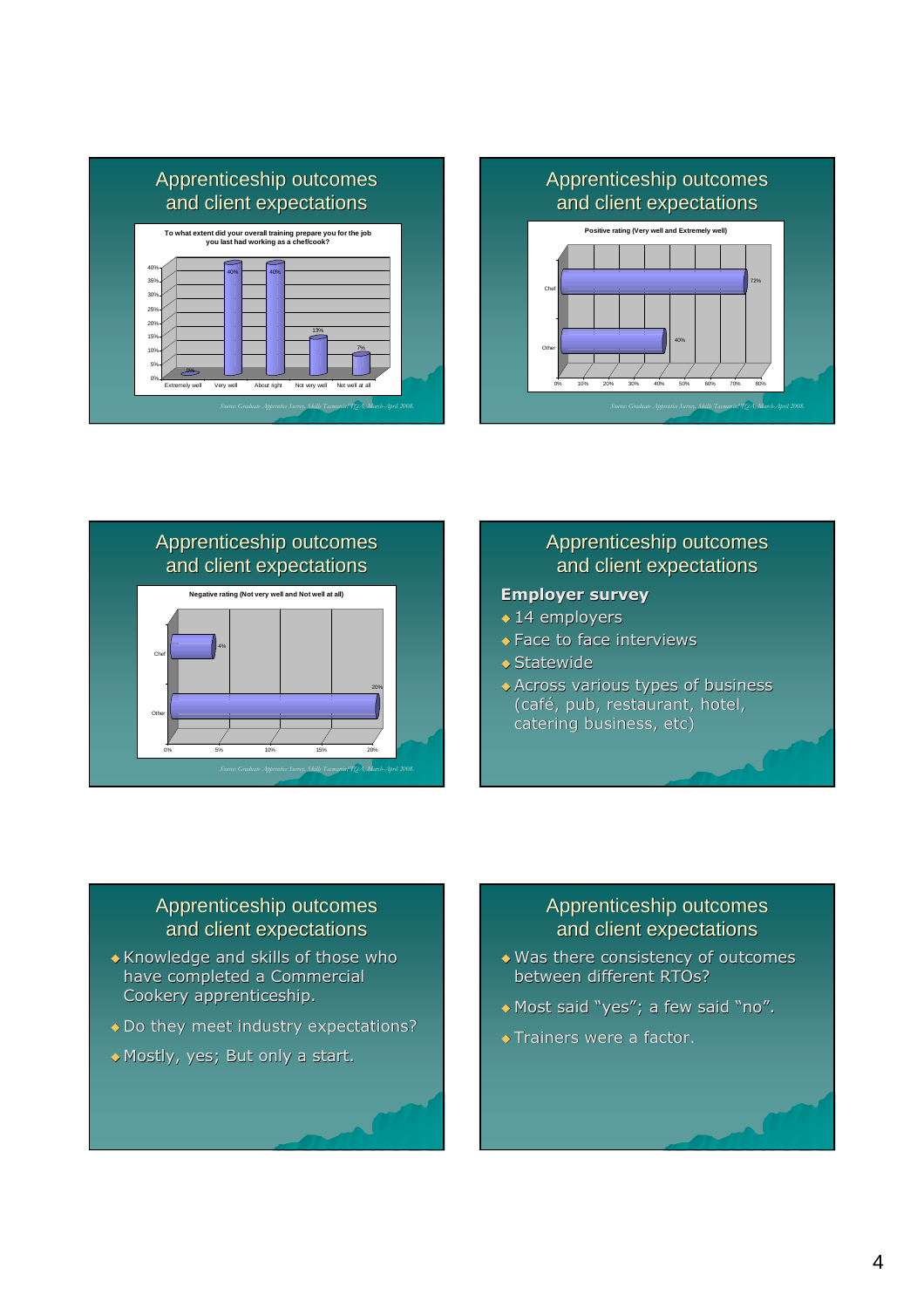## Apprenticeship outcomes and client expectations

**To what extent did your overall training prepare you for the job you last had working as a chef/cook?**

| Response | % |
|---|---|
| Extremely well | 0% |
| Very well | 40% |
| About right | 40% |
| Not very well | 13% |
| Not well at all | 7% |

*Source: Graduate Apprentice Survey, Skills Tasmania/ TQA. March-April 2008.*

## Apprenticeship outcomes and client expectations

**Positive rating (Very well and Extremely well)**

| | % |
|---|---|
| Chef | 72% |
| Other | 40% |

*Source: Graduate Apprentice Survey, Skills Tasmania/ TQA. March-April 2008.*

## Apprenticeship outcomes and client expectations

**Negative rating (Not very well and Not well at all)**

| | % |
|---|---|
| Chef | 4% |
| Other | 20% |

*Source: Graduate Apprentice Survey, Skills Tasmania/ TQA. March-April 2008.*

## Apprenticeship outcomes and client expectations

**Employer survey**

- 14 employers
- Face to face interviews
- Statewide
- Across various types of business (café, pub, restaurant, hotel, catering business, etc)

## Apprenticeship outcomes and client expectations

- Knowledge and skills of those who have completed a Commercial Cookery apprenticeship.
- Do they meet industry expectations?
- Mostly, yes; But only a start.

## Apprenticeship outcomes and client expectations

- Was there consistency of outcomes between different RTOs?
- Most said "yes"; a few said "no".
- Trainers were a factor.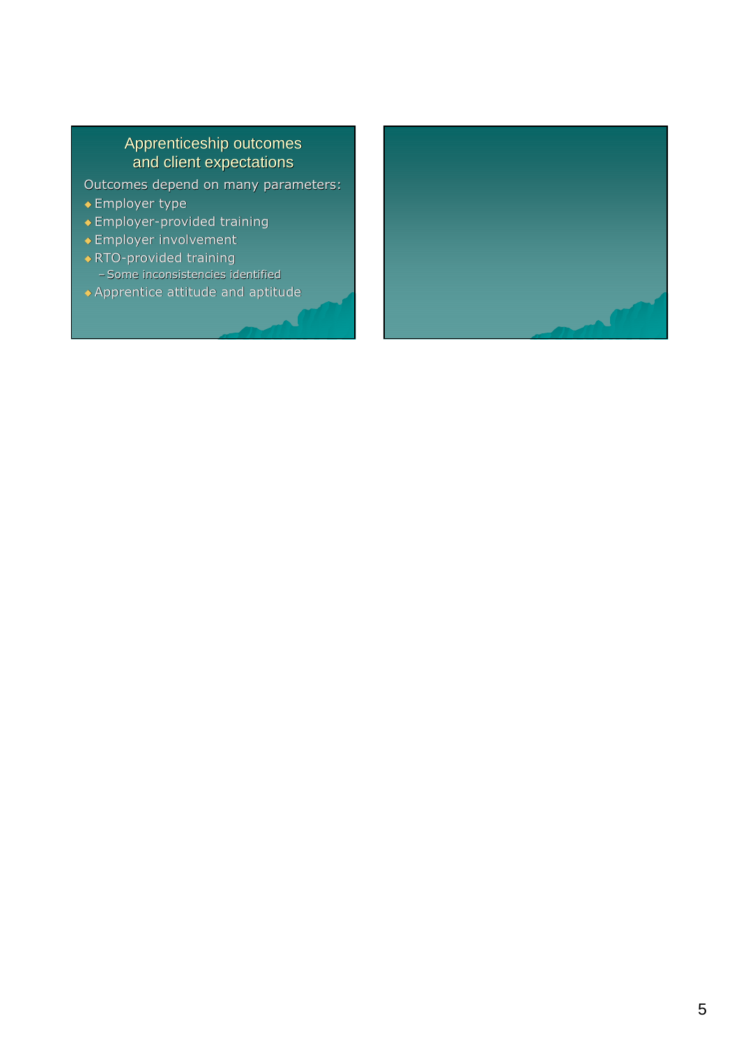## Apprenticeship outcomes and client expectations

Outcomes depend on many parameters:

- Employer type
- Employer-provided training
- Employer involvement
- RTO-provided training
  - Some inconsistencies identified
- Apprentice attitude and aptitude